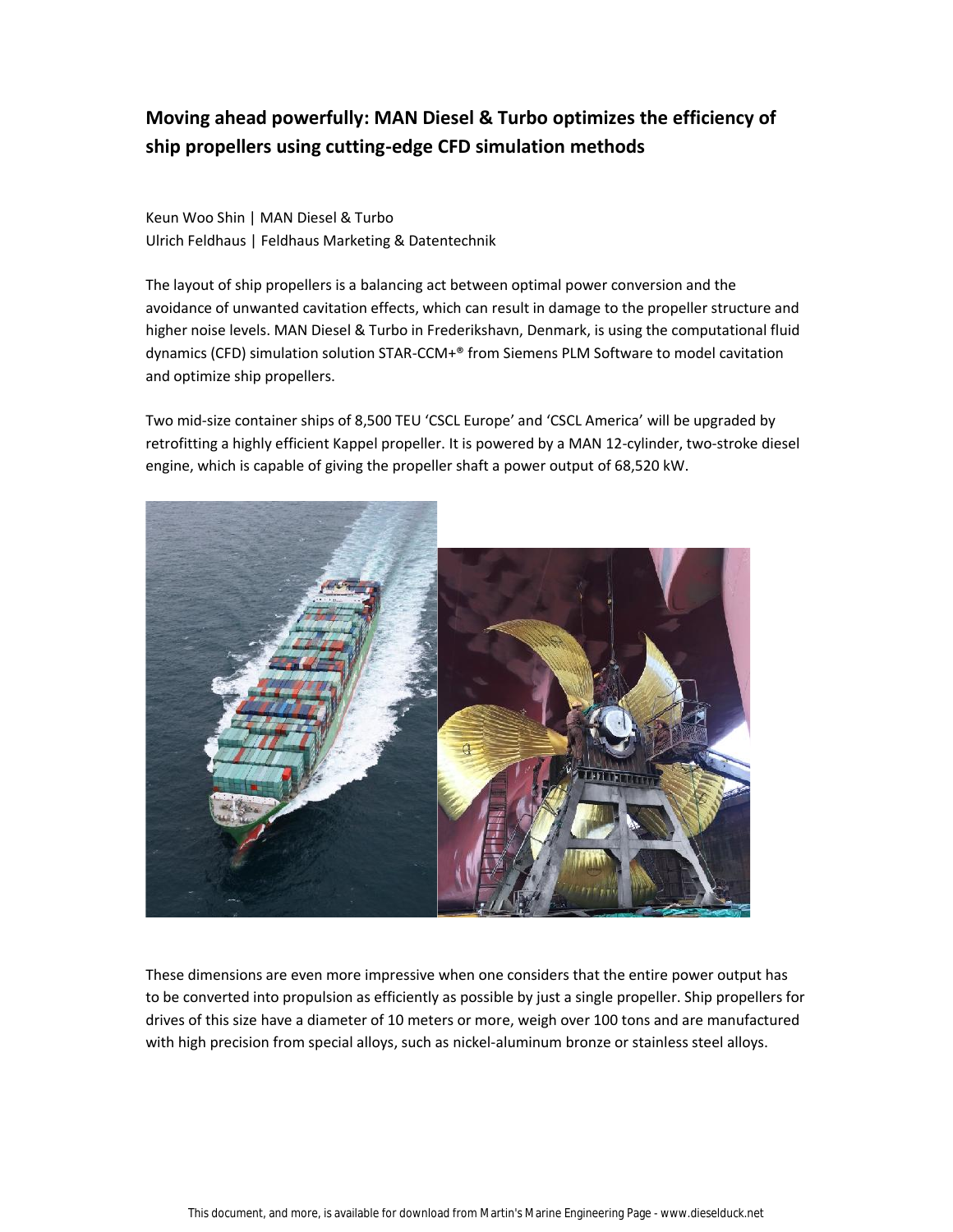# Moving ahead powerfully: MAN Diesel & Turbo optimizes the efficiency of ship propellers using cutting-edge CFD simulation methods

Keun Woo Shin | MAN Diesel & Turbo
Ulrich Feldhaus | Feldhaus Marketing & Datentechnik

The layout of ship propellers is a balancing act between optimal power conversion and the avoidance of unwanted cavitation effects, which can result in damage to the propeller structure and higher noise levels. MAN Diesel & Turbo in Frederikshavn, Denmark, is using the computational fluid dynamics (CFD) simulation solution STAR-CCM+® from Siemens PLM Software to model cavitation and optimize ship propellers.

Two mid-size container ships of 8,500 TEU 'CSCL Europe' and 'CSCL America' will be upgraded by retrofitting a highly efficient Kappel propeller. It is powered by a MAN 12-cylinder, two-stroke diesel engine, which is capable of giving the propeller shaft a power output of 68,520 kW.

These dimensions are even more impressive when one considers that the entire power output has to be converted into propulsion as efficiently as possible by just a single propeller. Ship propellers for drives of this size have a diameter of 10 meters or more, weigh over 100 tons and are manufactured with high precision from special alloys, such as nickel-aluminum bronze or stainless steel alloys.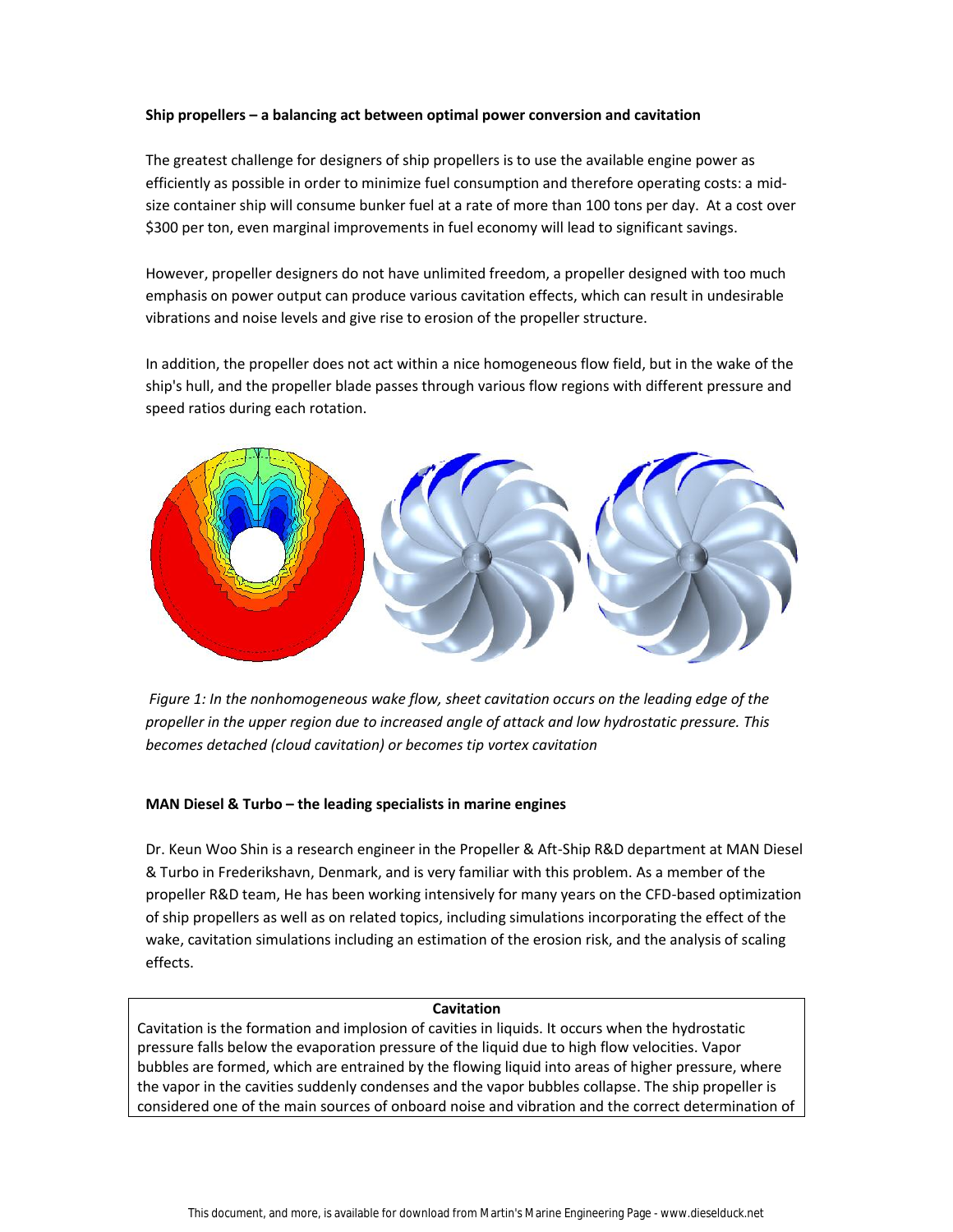**Ship propellers – a balancing act between optimal power conversion and cavitation**

The greatest challenge for designers of ship propellers is to use the available engine power as efficiently as possible in order to minimize fuel consumption and therefore operating costs: a mid-size container ship will consume bunker fuel at a rate of more than 100 tons per day. At a cost over $300 per ton, even marginal improvements in fuel economy will lead to significant savings.

However, propeller designers do not have unlimited freedom, a propeller designed with too much emphasis on power output can produce various cavitation effects, which can result in undesirable vibrations and noise levels and give rise to erosion of the propeller structure.

In addition, the propeller does not act within a nice homogeneous flow field, but in the wake of the ship's hull, and the propeller blade passes through various flow regions with different pressure and speed ratios during each rotation.

*Figure 1: In the nonhomogeneous wake flow, sheet cavitation occurs on the leading edge of the propeller in the upper region due to increased angle of attack and low hydrostatic pressure. This becomes detached (cloud cavitation) or becomes tip vortex cavitation*

**MAN Diesel & Turbo – the leading specialists in marine engines**

Dr. Keun Woo Shin is a research engineer in the Propeller & Aft-Ship R&D department at MAN Diesel & Turbo in Frederikshavn, Denmark, and is very familiar with this problem. As a member of the propeller R&D team, He has been working intensively for many years on the CFD-based optimization of ship propellers as well as on related topics, including simulations incorporating the effect of the wake, cavitation simulations including an estimation of the erosion risk, and the analysis of scaling effects.

**Cavitation**

Cavitation is the formation and implosion of cavities in liquids. It occurs when the hydrostatic pressure falls below the evaporation pressure of the liquid due to high flow velocities. Vapor bubbles are formed, which are entrained by the flowing liquid into areas of higher pressure, where the vapor in the cavities suddenly condenses and the vapor bubbles collapse. The ship propeller is considered one of the main sources of onboard noise and vibration and the correct determination of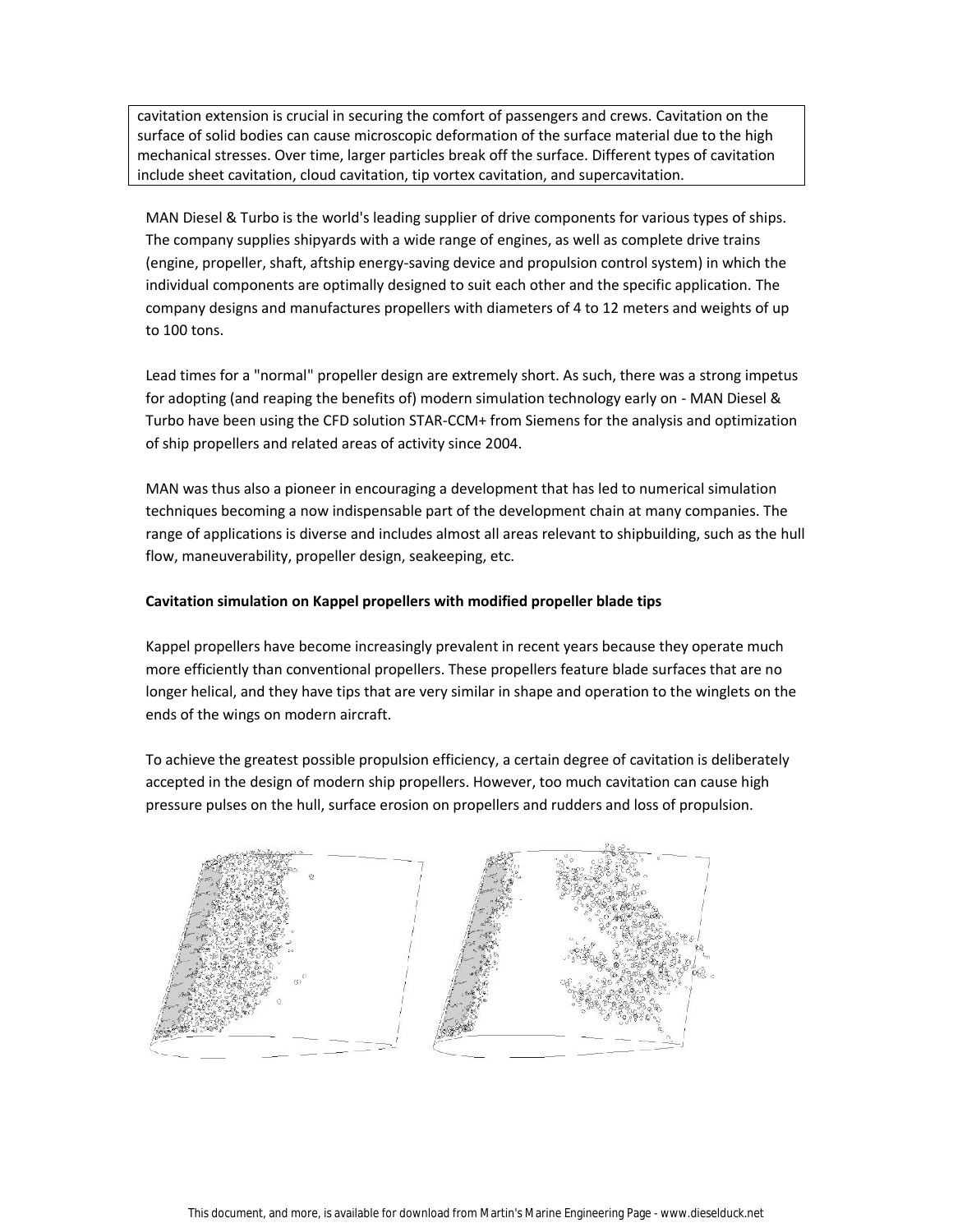cavitation extension is crucial in securing the comfort of passengers and crews. Cavitation on the surface of solid bodies can cause microscopic deformation of the surface material due to the high mechanical stresses. Over time, larger particles break off the surface. Different types of cavitation include sheet cavitation, cloud cavitation, tip vortex cavitation, and supercavitation.

MAN Diesel & Turbo is the world's leading supplier of drive components for various types of ships. The company supplies shipyards with a wide range of engines, as well as complete drive trains (engine, propeller, shaft, aftship energy-saving device and propulsion control system) in which the individual components are optimally designed to suit each other and the specific application. The company designs and manufactures propellers with diameters of 4 to 12 meters and weights of up to 100 tons.

Lead times for a "normal" propeller design are extremely short. As such, there was a strong impetus for adopting (and reaping the benefits of) modern simulation technology early on - MAN Diesel & Turbo have been using the CFD solution STAR-CCM+ from Siemens for the analysis and optimization of ship propellers and related areas of activity since 2004.

MAN was thus also a pioneer in encouraging a development that has led to numerical simulation techniques becoming a now indispensable part of the development chain at many companies. The range of applications is diverse and includes almost all areas relevant to shipbuilding, such as the hull flow, maneuverability, propeller design, seakeeping, etc.

**Cavitation simulation on Kappel propellers with modified propeller blade tips**

Kappel propellers have become increasingly prevalent in recent years because they operate much more efficiently than conventional propellers. These propellers feature blade surfaces that are no longer helical, and they have tips that are very similar in shape and operation to the winglets on the ends of the wings on modern aircraft.

To achieve the greatest possible propulsion efficiency, a certain degree of cavitation is deliberately accepted in the design of modern ship propellers. However, too much cavitation can cause high pressure pulses on the hull, surface erosion on propellers and rudders and loss of propulsion.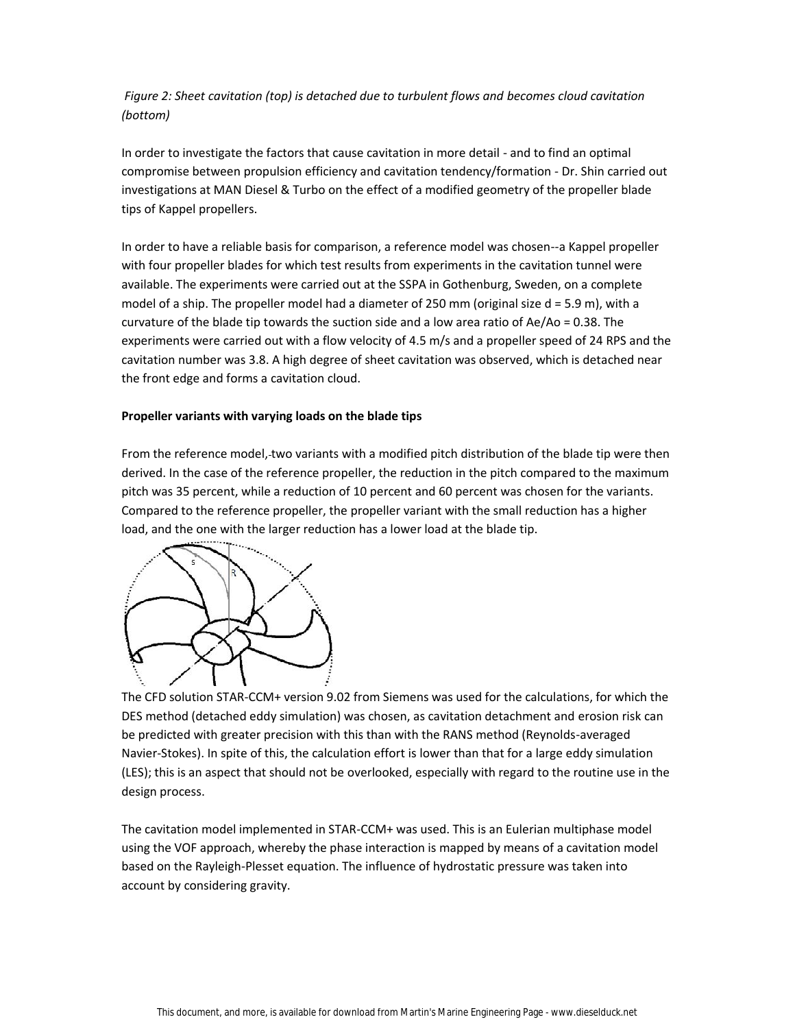*Figure 2: Sheet cavitation (top) is detached due to turbulent flows and becomes cloud cavitation (bottom)*

In order to investigate the factors that cause cavitation in more detail - and to find an optimal compromise between propulsion efficiency and cavitation tendency/formation - Dr. Shin carried out investigations at MAN Diesel & Turbo on the effect of a modified geometry of the propeller blade tips of Kappel propellers.

In order to have a reliable basis for comparison, a reference model was chosen--a Kappel propeller with four propeller blades for which test results from experiments in the cavitation tunnel were available. The experiments were carried out at the SSPA in Gothenburg, Sweden, on a complete model of a ship. The propeller model had a diameter of 250 mm (original size d = 5.9 m), with a curvature of the blade tip towards the suction side and a low area ratio of Ae/Ao = 0.38. The experiments were carried out with a flow velocity of 4.5 m/s and a propeller speed of 24 RPS and the cavitation number was 3.8. A high degree of sheet cavitation was observed, which is detached near the front edge and forms a cavitation cloud.

**Propeller variants with varying loads on the blade tips**

From the reference model, two variants with a modified pitch distribution of the blade tip were then derived. In the case of the reference propeller, the reduction in the pitch compared to the maximum pitch was 35 percent, while a reduction of 10 percent and 60 percent was chosen for the variants. Compared to the reference propeller, the propeller variant with the small reduction has a higher load, and the one with the larger reduction has a lower load at the blade tip.

The CFD solution STAR-CCM+ version 9.02 from Siemens was used for the calculations, for which the DES method (detached eddy simulation) was chosen, as cavitation detachment and erosion risk can be predicted with greater precision with this than with the RANS method (Reynolds-averaged Navier-Stokes). In spite of this, the calculation effort is lower than that for a large eddy simulation (LES); this is an aspect that should not be overlooked, especially with regard to the routine use in the design process.

The cavitation model implemented in STAR-CCM+ was used. This is an Eulerian multiphase model using the VOF approach, whereby the phase interaction is mapped by means of a cavitation model based on the Rayleigh-Plesset equation. The influence of hydrostatic pressure was taken into account by considering gravity.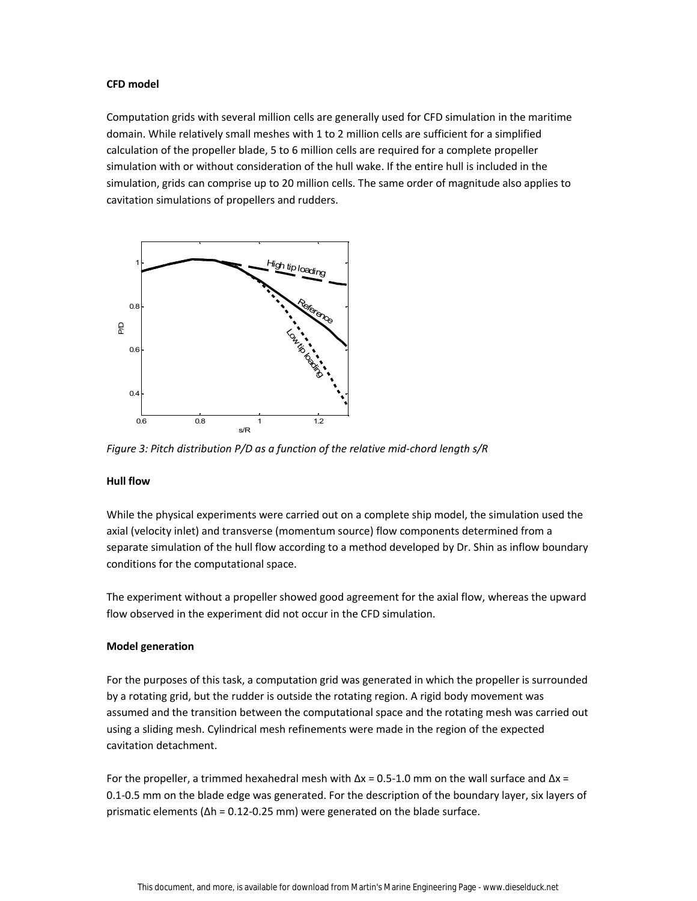**CFD model**

Computation grids with several million cells are generally used for CFD simulation in the maritime domain. While relatively small meshes with 1 to 2 million cells are sufficient for a simplified calculation of the propeller blade, 5 to 6 million cells are required for a complete propeller simulation with or without consideration of the hull wake. If the entire hull is included in the simulation, grids can comprise up to 20 million cells. The same order of magnitude also applies to cavitation simulations of propellers and rudders.

*Figure 3: Pitch distribution P/D as a function of the relative mid-chord length s/R*

**Hull flow**

While the physical experiments were carried out on a complete ship model, the simulation used the axial (velocity inlet) and transverse (momentum source) flow components determined from a separate simulation of the hull flow according to a method developed by Dr. Shin as inflow boundary conditions for the computational space.

The experiment without a propeller showed good agreement for the axial flow, whereas the upward flow observed in the experiment did not occur in the CFD simulation.

**Model generation**

For the purposes of this task, a computation grid was generated in which the propeller is surrounded by a rotating grid, but the rudder is outside the rotating region. A rigid body movement was assumed and the transition between the computational space and the rotating mesh was carried out using a sliding mesh. Cylindrical mesh refinements were made in the region of the expected cavitation detachment.

For the propeller, a trimmed hexahedral mesh with $\Delta x$ = 0.5-1.0 mm on the wall surface and $\Delta x$ = 0.1-0.5 mm on the blade edge was generated. For the description of the boundary layer, six layers of prismatic elements ($\Delta h$ = 0.12-0.25 mm) were generated on the blade surface.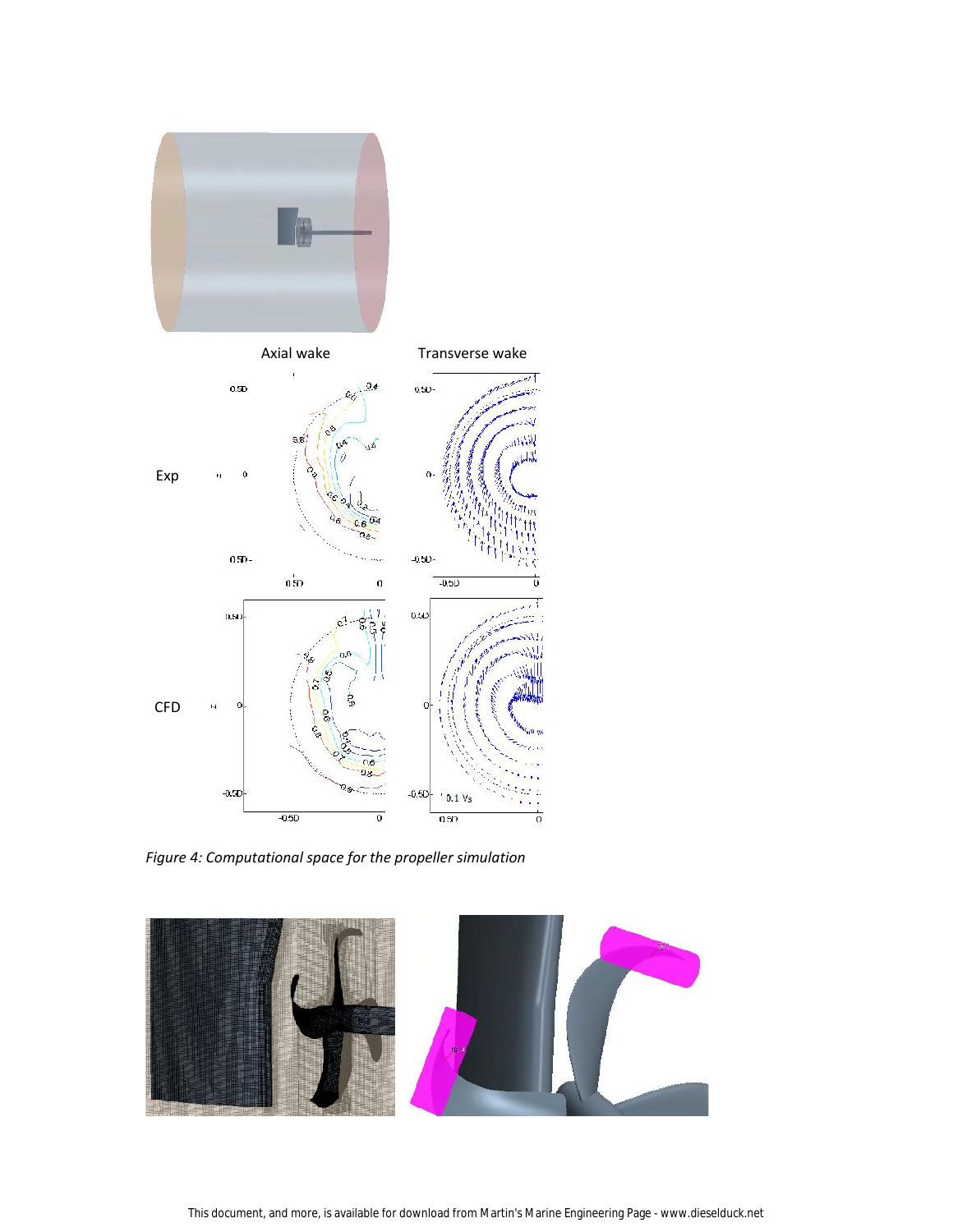Axial wake

Transverse wake

Exp

CFD

*Figure 4: Computational space for the propeller simulation*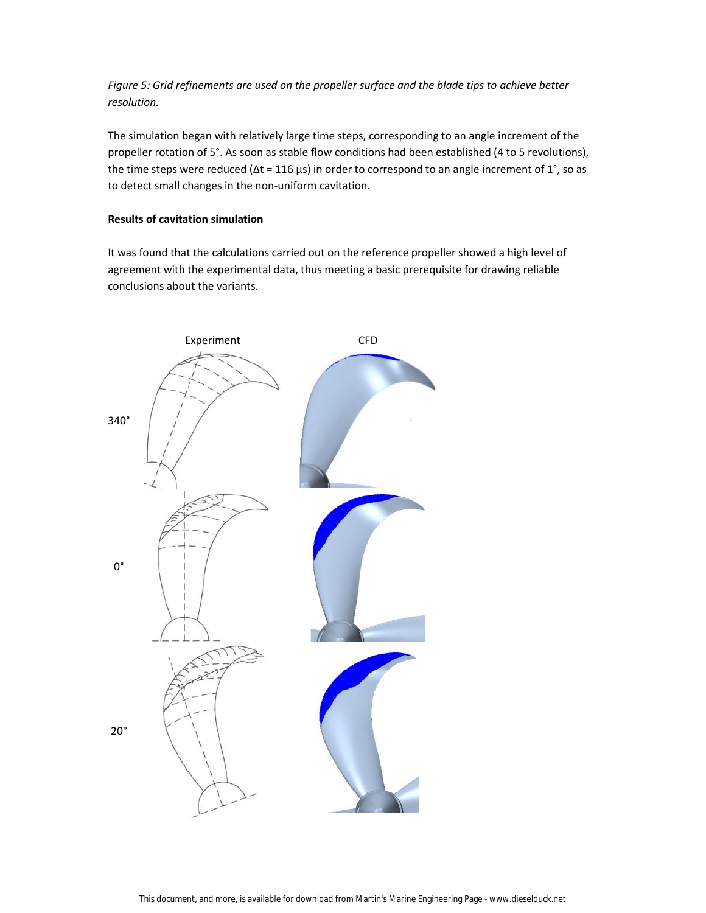*Figure 5: Grid refinements are used on the propeller surface and the blade tips to achieve better resolution.*

The simulation began with relatively large time steps, corresponding to an angle increment of the propeller rotation of 5°. As soon as stable flow conditions had been established (4 to 5 revolutions), the time steps were reduced (Δt = 116 µs) in order to correspond to an angle increment of 1°, so as to detect small changes in the non-uniform cavitation.

**Results of cavitation simulation**

It was found that the calculations carried out on the reference propeller showed a high level of agreement with the experimental data, thus meeting a basic prerequisite for drawing reliable conclusions about the variants.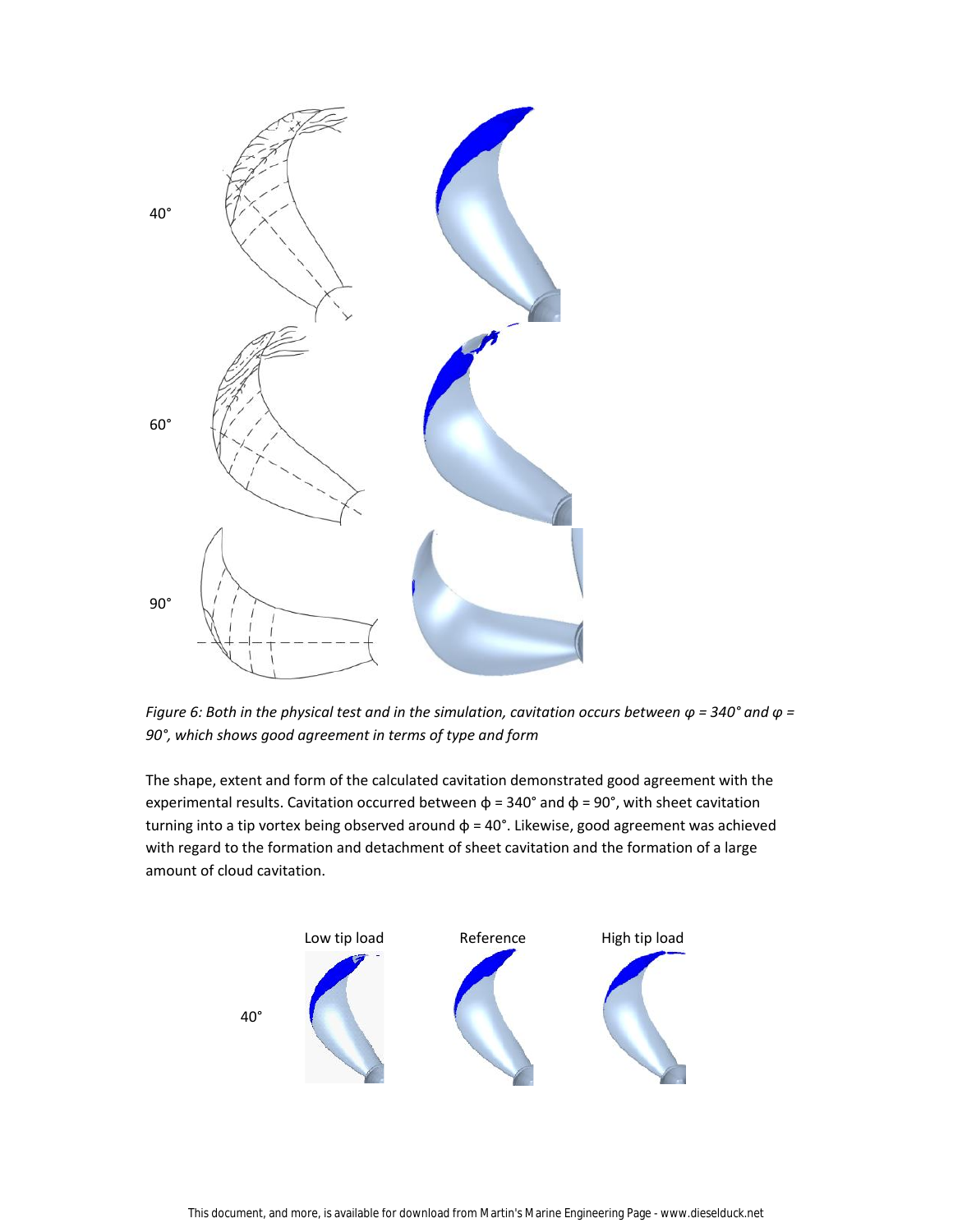40°

60°

90°

*Figure 6: Both in the physical test and in the simulation, cavitation occurs between φ = 340° and φ = 90°, which shows good agreement in terms of type and form*

The shape, extent and form of the calculated cavitation demonstrated good agreement with the experimental results. Cavitation occurred between ϕ = 340° and ϕ = 90°, with sheet cavitation turning into a tip vortex being observed around ϕ = 40°. Likewise, good agreement was achieved with regard to the formation and detachment of sheet cavitation and the formation of a large amount of cloud cavitation.

Low tip load    Reference    High tip load

40°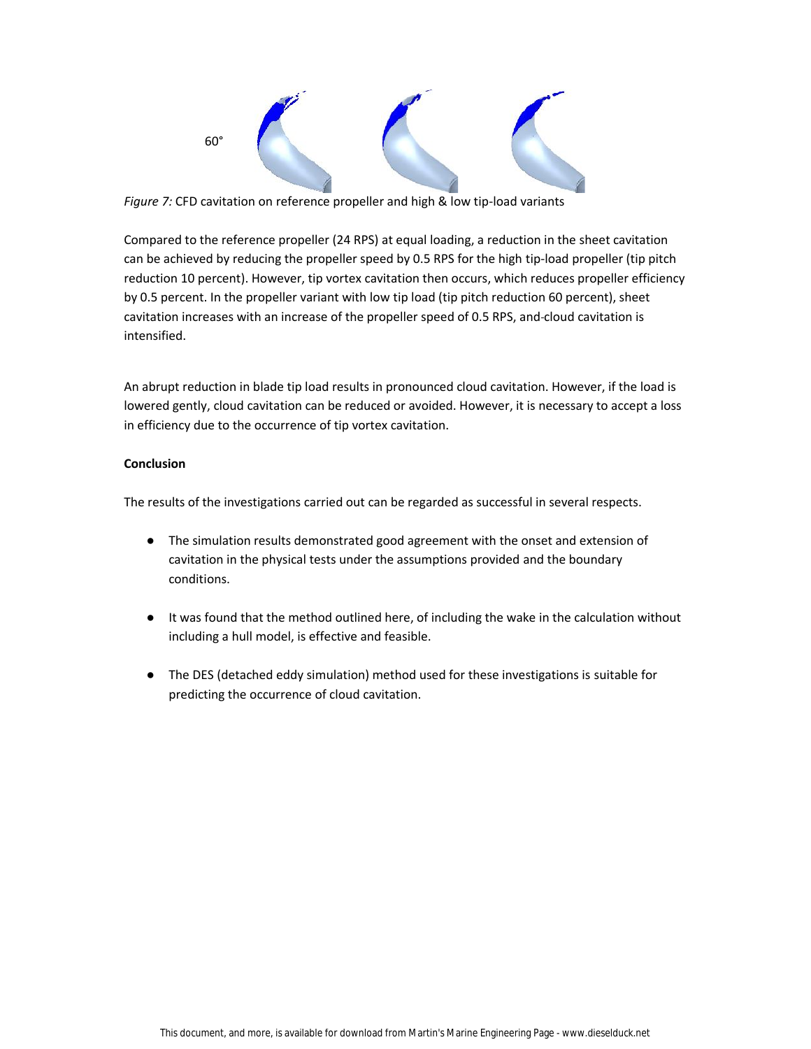60°

*Figure 7:* CFD cavitation on reference propeller and high & low tip-load variants

Compared to the reference propeller (24 RPS) at equal loading, a reduction in the sheet cavitation can be achieved by reducing the propeller speed by 0.5 RPS for the high tip-load propeller (tip pitch reduction 10 percent). However, tip vortex cavitation then occurs, which reduces propeller efficiency by 0.5 percent. In the propeller variant with low tip load (tip pitch reduction 60 percent), sheet cavitation increases with an increase of the propeller speed of 0.5 RPS, and-cloud cavitation is intensified.

An abrupt reduction in blade tip load results in pronounced cloud cavitation. However, if the load is lowered gently, cloud cavitation can be reduced or avoided. However, it is necessary to accept a loss in efficiency due to the occurrence of tip vortex cavitation.

**Conclusion**

The results of the investigations carried out can be regarded as successful in several respects.

- The simulation results demonstrated good agreement with the onset and extension of cavitation in the physical tests under the assumptions provided and the boundary conditions.

- It was found that the method outlined here, of including the wake in the calculation without including a hull model, is effective and feasible.

- The DES (detached eddy simulation) method used for these investigations is suitable for predicting the occurrence of cloud cavitation.